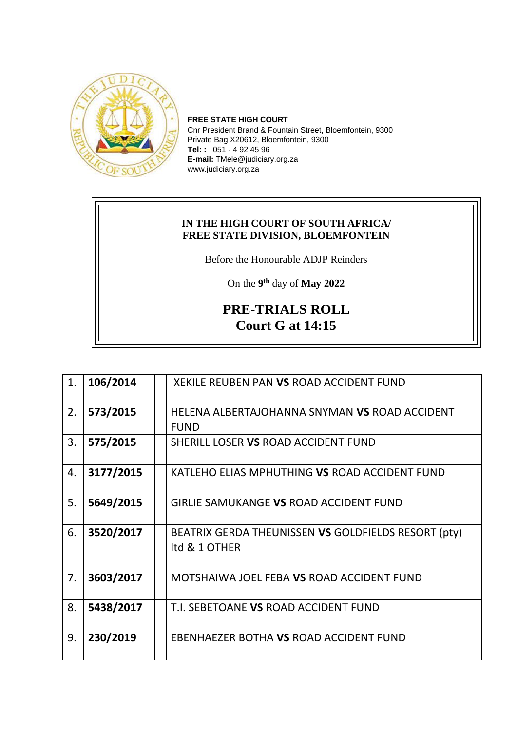**FREE STATE HIGH COURT**
Cnr President Brand & Fountain Street, Bloemfontein, 9300
Private Bag X20612, Bloemfontein, 9300
**Tel: :** 051 - 4 92 45 96
**E-mail:** TMele@judiciary.org.za
www.judiciary.org.za

**IN THE HIGH COURT OF SOUTH AFRICA/**
**FREE STATE DIVISION, BLOEMFONTEIN**

Before the Honourable ADJP Reinders

On the **9th** day of **May 2022**

# PRE-TRIALS ROLL
## Court G at 14:15

| | | | |
|---|---|---|---|
| 1. | **106/2014** | | XEKILE REUBEN PAN **VS** ROAD ACCIDENT FUND |
| 2. | **573/2015** | | HELENA ALBERTAJOHANNA SNYMAN **VS** ROAD ACCIDENT FUND |
| 3. | **575/2015** | | SHERILL LOSER **VS** ROAD ACCIDENT FUND |
| 4. | **3177/2015** | | KATLEHO ELIAS MPHUTHING **VS** ROAD ACCIDENT FUND |
| 5. | **5649/2015** | | GIRLIE SAMUKANGE **VS** ROAD ACCIDENT FUND |
| 6. | **3520/2017** | | BEATRIX GERDA THEUNISSEN **VS** GOLDFIELDS RESORT (pty) ltd & 1 OTHER |
| 7. | **3603/2017** | | MOTSHAIWA JOEL FEBA **VS** ROAD ACCIDENT FUND |
| 8. | **5438/2017** | | T.I. SEBETOANE **VS** ROAD ACCIDENT FUND |
| 9. | **230/2019** | | EBENHAEZER BOTHA **VS** ROAD ACCIDENT FUND |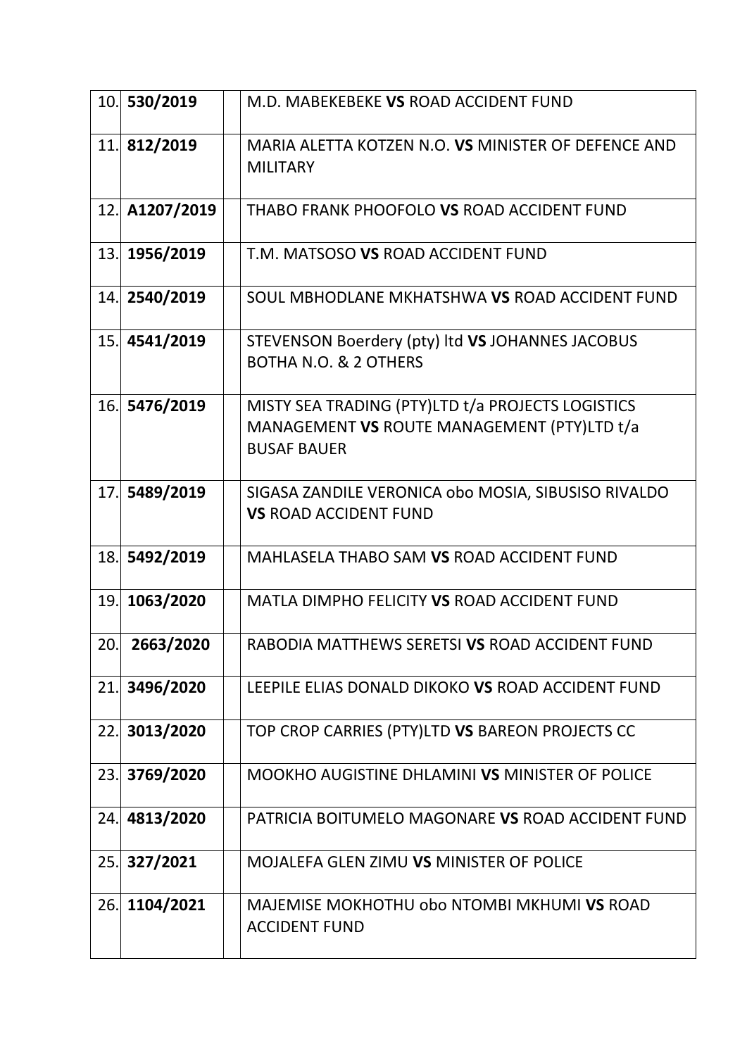| | | | |
|---|---|---|---|
| 10. | **530/2019** | | M.D. MABEKEBEKE **VS** ROAD ACCIDENT FUND |
| 11. | **812/2019** | | MARIA ALETTA KOTZEN N.O. **VS** MINISTER OF DEFENCE AND MILITARY |
| 12. | **A1207/2019** | | THABO FRANK PHOOFOLO **VS** ROAD ACCIDENT FUND |
| 13. | **1956/2019** | | T.M. MATSOSO **VS** ROAD ACCIDENT FUND |
| 14. | **2540/2019** | | SOUL MBHODLANE MKHATSHWA **VS** ROAD ACCIDENT FUND |
| 15. | **4541/2019** | | STEVENSON Boerdery (pty) ltd **VS** JOHANNES JACOBUS BOTHA N.O. & 2 OTHERS |
| 16. | **5476/2019** | | MISTY SEA TRADING (PTY)LTD t/a PROJECTS LOGISTICS MANAGEMENT **VS** ROUTE MANAGEMENT (PTY)LTD t/a BUSAF BAUER |
| 17. | **5489/2019** | | SIGASA ZANDILE VERONICA obo MOSIA, SIBUSISO RIVALDO **VS** ROAD ACCIDENT FUND |
| 18. | **5492/2019** | | MAHLASELA THABO SAM **VS** ROAD ACCIDENT FUND |
| 19. | **1063/2020** | | MATLA DIMPHO FELICITY **VS** ROAD ACCIDENT FUND |
| 20. | **2663/2020** | | RABODIA MATTHEWS SERETSI **VS** ROAD ACCIDENT FUND |
| 21. | **3496/2020** | | LEEPILE ELIAS DONALD DIKOKO **VS** ROAD ACCIDENT FUND |
| 22. | **3013/2020** | | TOP CROP CARRIES (PTY)LTD **VS** BAREON PROJECTS CC |
| 23. | **3769/2020** | | MOOKHO AUGISTINE DHLAMINI **VS** MINISTER OF POLICE |
| 24. | **4813/2020** | | PATRICIA BOITUMELO MAGONARE **VS** ROAD ACCIDENT FUND |
| 25. | **327/2021** | | MOJALEFA GLEN ZIMU **VS** MINISTER OF POLICE |
| 26. | **1104/2021** | | MAJEMISE MOKHOTHU obo NTOMBI MKHUMI **VS** ROAD ACCIDENT FUND |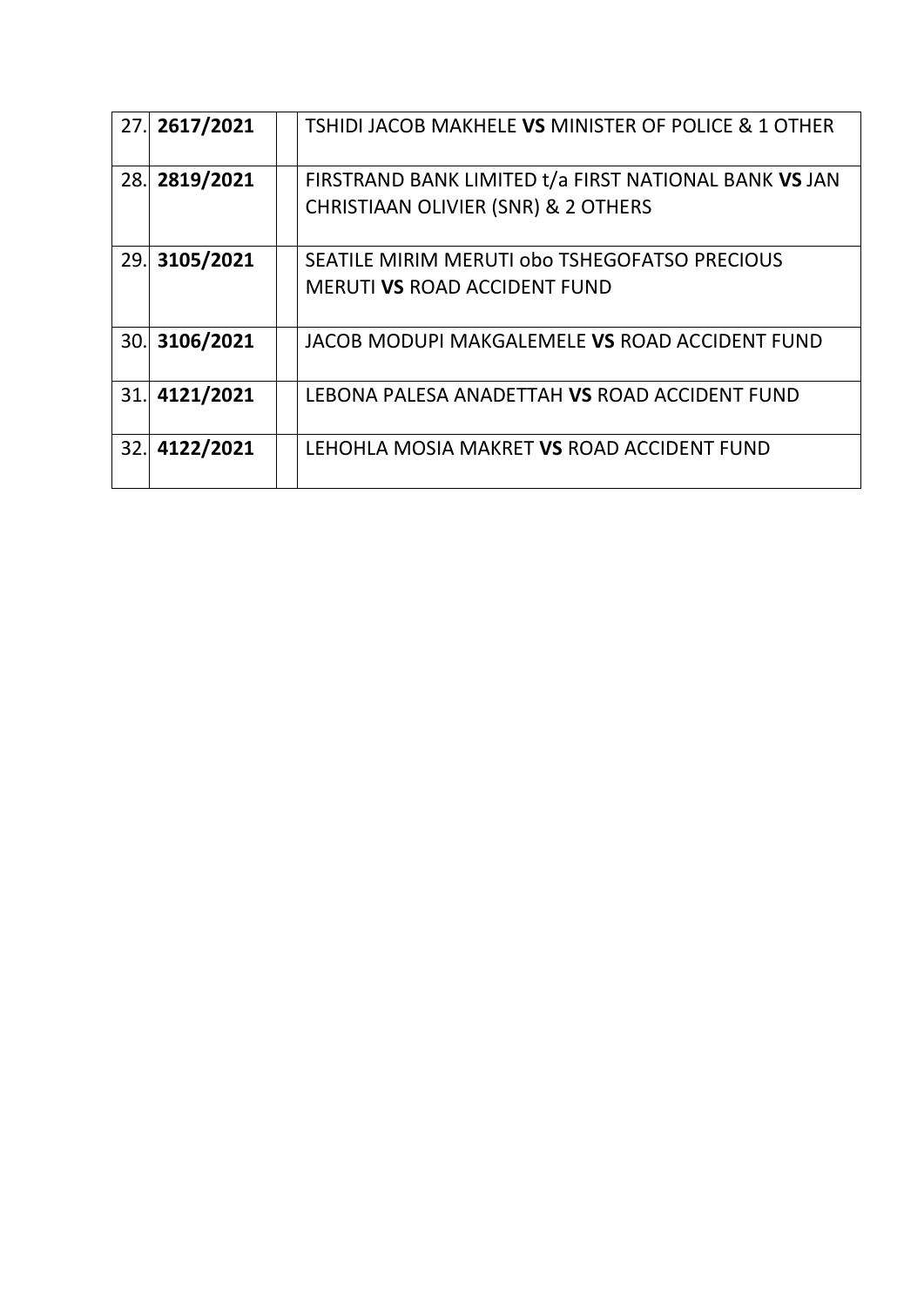| | | | |
|---|---|---|---|
| 27. | **2617/2021** | | TSHIDI JACOB MAKHELE **VS** MINISTER OF POLICE & 1 OTHER |
| 28. | **2819/2021** | | FIRSTRAND BANK LIMITED t/a FIRST NATIONAL BANK **VS** JAN CHRISTIAAN OLIVIER (SNR) & 2 OTHERS |
| 29. | **3105/2021** | | SEATILE MIRIM MERUTI obo TSHEGOFATSO PRECIOUS MERUTI **VS** ROAD ACCIDENT FUND |
| 30. | **3106/2021** | | JACOB MODUPI MAKGALEMELE **VS** ROAD ACCIDENT FUND |
| 31. | **4121/2021** | | LEBONA PALESA ANADETTAH **VS** ROAD ACCIDENT FUND |
| 32. | **4122/2021** | | LEHOHLA MOSIA MAKRET **VS** ROAD ACCIDENT FUND |